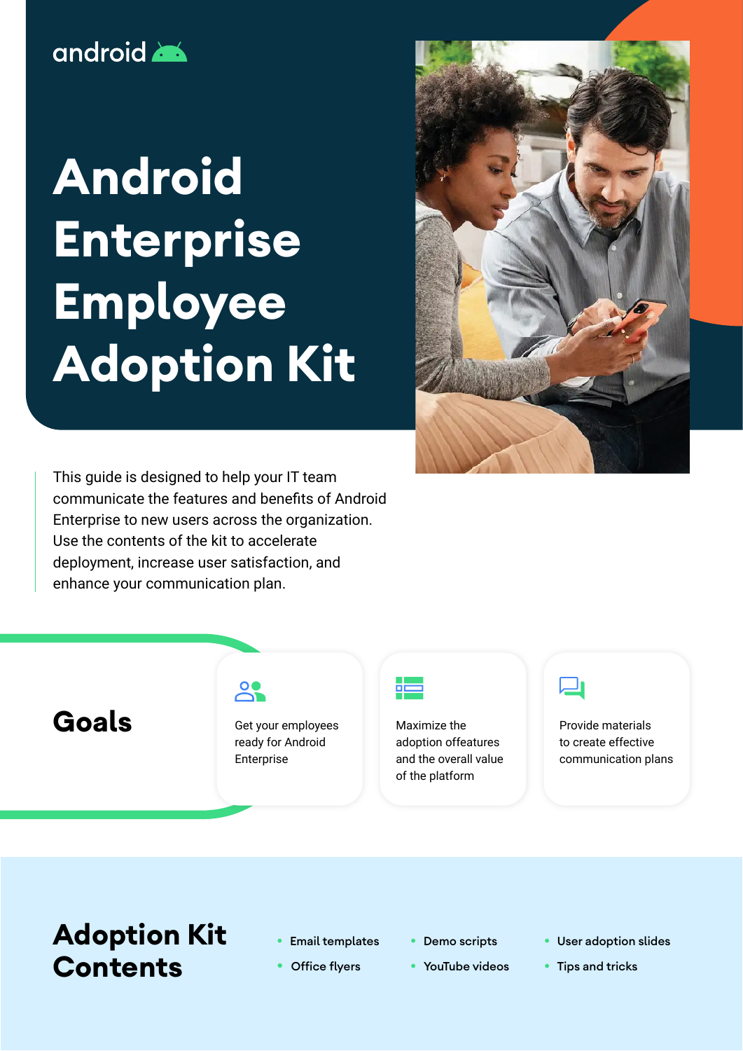android

# Android Enterprise Employee Adoption Kit

This guide is designed to help your IT team communicate the features and benefits of Android Enterprise to new users across the organization. Use the contents of the kit to accelerate deployment, increase user satisfaction, and enhance your communication plan.

## Goals

- Get your employees ready for Android Enterprise
- Maximize the adoption offeatures and the overall value of the platform
- Provide materials to create effective communication plans

## Adoption Kit Contents

- Email templates
- Office flyers
- Demo scripts
- YouTube videos
- User adoption slides
- Tips and tricks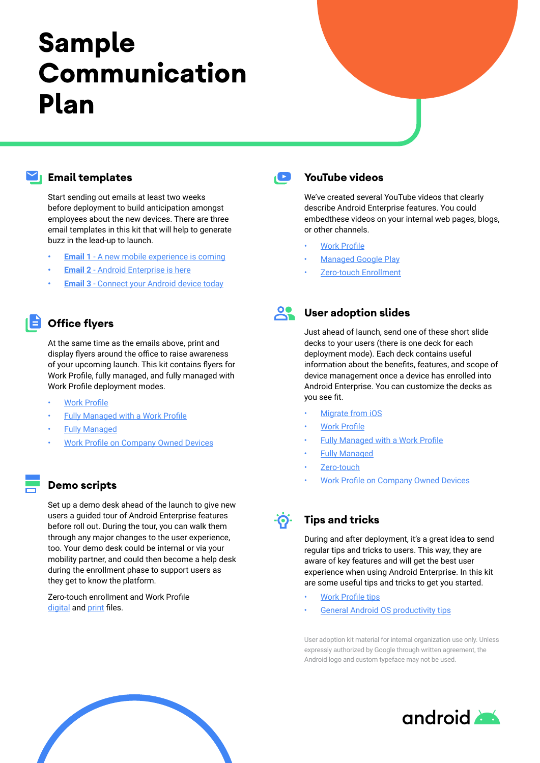# Sample Communication Plan

## Email templates

Start sending out emails at least two weeks before deployment to build anticipation amongst employees about the new devices. There are three email templates in this kit that will help to generate buzz in the lead-up to launch.

- **Email 1** - A new mobile experience is coming
- **Email 2** - Android Enterprise is here
- **Email 3** - Connect your Android device today

## Office flyers

At the same time as the emails above, print and display flyers around the office to raise awareness of your upcoming launch. This kit contains flyers for Work Profile, fully managed, and fully managed with Work Profile deployment modes.

- Work Profile
- Fully Managed with a Work Profile
- Fully Managed
- Work Profile on Company Owned Devices

## Demo scripts

Set up a demo desk ahead of the launch to give new users a guided tour of Android Enterprise features before roll out. During the tour, you can walk them through any major changes to the user experience, too. Your demo desk could be internal or via your mobility partner, and could then become a help desk during the enrollment phase to support users as they get to know the platform.

Zero-touch enrollment and Work Profile digital and print files.

## YouTube videos

We've created several YouTube videos that clearly describe Android Enterprise features. You could embedthese videos on your internal web pages, blogs, or other channels.

- Work Profile
- Managed Google Play
- Zero-touch Enrollment

## User adoption slides

Just ahead of launch, send one of these short slide decks to your users (there is one deck for each deployment mode). Each deck contains useful information about the benefits, features, and scope of device management once a device has enrolled into Android Enterprise. You can customize the decks as you see fit.

- Migrate from iOS
- Work Profile
- Fully Managed with a Work Profile
- Fully Managed
- Zero-touch
- Work Profile on Company Owned Devices

## Tips and tricks

During and after deployment, it's a great idea to send regular tips and tricks to users. This way, they are aware of key features and will get the best user experience when using Android Enterprise. In this kit are some useful tips and tricks to get you started.

- Work Profile tips
- General Android OS productivity tips

User adoption kit material for internal organization use only. Unless expressly authorized by Google through written agreement, the Android logo and custom typeface may not be used.

android